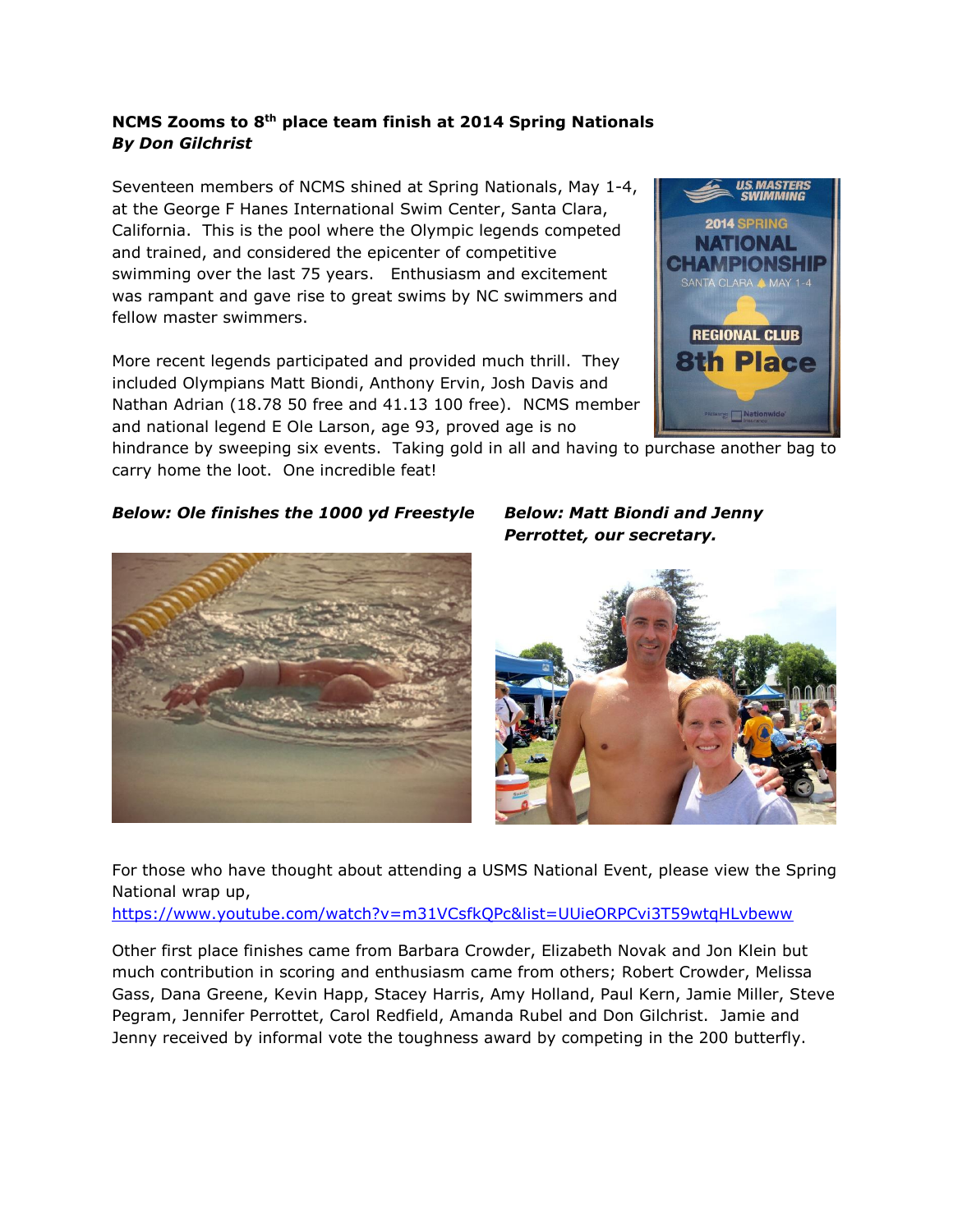**NCMS Zooms to 8th place team finish at 2014 Spring Nationals**
***By Don Gilchrist***

Seventeen members of NCMS shined at Spring Nationals, May 1-4, at the George F Hanes International Swim Center, Santa Clara, California. This is the pool where the Olympic legends competed and trained, and considered the epicenter of competitive swimming over the last 75 years. Enthusiasm and excitement was rampant and gave rise to great swims by NC swimmers and fellow master swimmers.

More recent legends participated and provided much thrill. They included Olympians Matt Biondi, Anthony Ervin, Josh Davis and Nathan Adrian (18.78 50 free and 41.13 100 free). NCMS member and national legend E Ole Larson, age 93, proved age is no hindrance by sweeping six events. Taking gold in all and having to purchase another bag to carry home the loot. One incredible feat!

***Below: Ole finishes the 1000 yd Freestyle***

***Below: Matt Biondi and Jenny Perrottet, our secretary.***

For those who have thought about attending a USMS National Event, please view the Spring National wrap up,
https://www.youtube.com/watch?v=m31VCsfkQPc&list=UUieORPCvi3T59wtqHLvbeww

Other first place finishes came from Barbara Crowder, Elizabeth Novak and Jon Klein but much contribution in scoring and enthusiasm came from others; Robert Crowder, Melissa Gass, Dana Greene, Kevin Happ, Stacey Harris, Amy Holland, Paul Kern, Jamie Miller, Steve Pegram, Jennifer Perrottet, Carol Redfield, Amanda Rubel and Don Gilchrist. Jamie and Jenny received by informal vote the toughness award by competing in the 200 butterfly.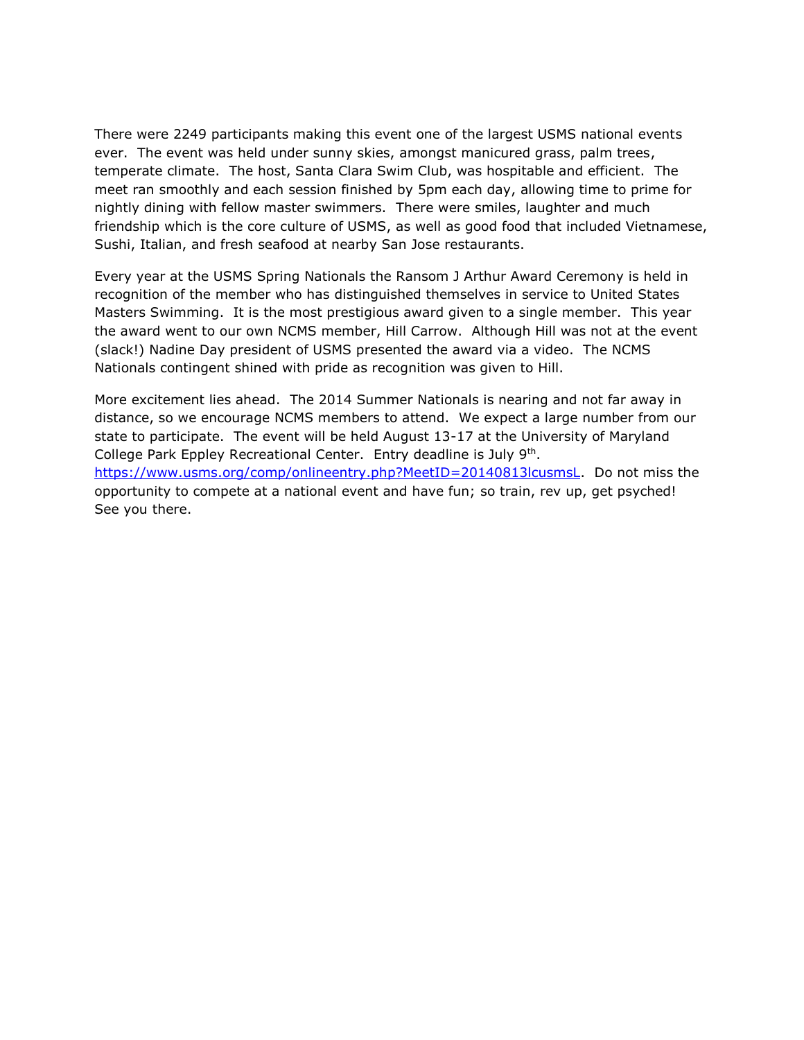There were 2249 participants making this event one of the largest USMS national events ever. The event was held under sunny skies, amongst manicured grass, palm trees, temperate climate. The host, Santa Clara Swim Club, was hospitable and efficient. The meet ran smoothly and each session finished by 5pm each day, allowing time to prime for nightly dining with fellow master swimmers. There were smiles, laughter and much friendship which is the core culture of USMS, as well as good food that included Vietnamese, Sushi, Italian, and fresh seafood at nearby San Jose restaurants.

Every year at the USMS Spring Nationals the Ransom J Arthur Award Ceremony is held in recognition of the member who has distinguished themselves in service to United States Masters Swimming. It is the most prestigious award given to a single member. This year the award went to our own NCMS member, Hill Carrow. Although Hill was not at the event (slack!) Nadine Day president of USMS presented the award via a video. The NCMS Nationals contingent shined with pride as recognition was given to Hill.

More excitement lies ahead. The 2014 Summer Nationals is nearing and not far away in distance, so we encourage NCMS members to attend. We expect a large number from our state to participate. The event will be held August 13-17 at the University of Maryland College Park Eppley Recreational Center. Entry deadline is July 9th. https://www.usms.org/comp/onlineentry.php?MeetID=20140813lcusmsL. Do not miss the opportunity to compete at a national event and have fun; so train, rev up, get psyched! See you there.